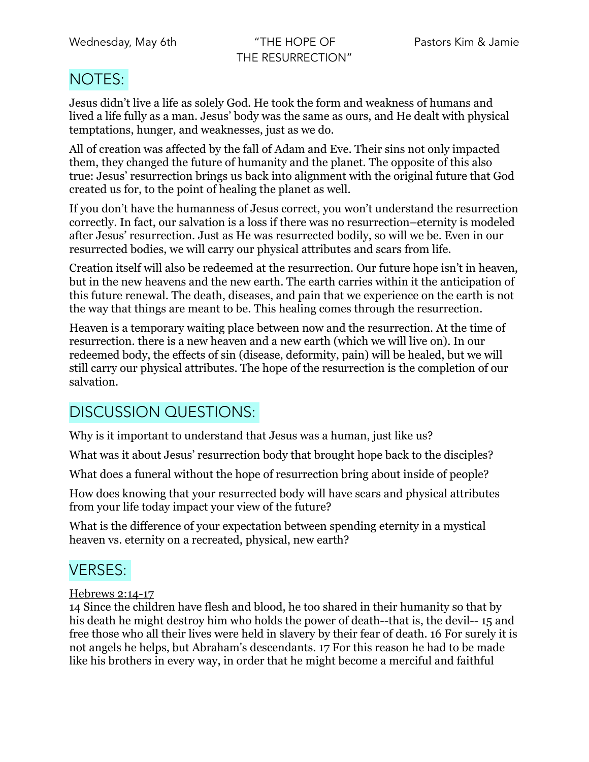Wednesday, May 6th — "THE HOPE OF THE RESURRECTION" — Pastors Kim & Jamie

## NOTES:

Jesus didn't live a life as solely God. He took the form and weakness of humans and lived a life fully as a man. Jesus' body was the same as ours, and He dealt with physical temptations, hunger, and weaknesses, just as we do.

All of creation was affected by the fall of Adam and Eve. Their sins not only impacted them, they changed the future of humanity and the planet. The opposite of this also true: Jesus' resurrection brings us back into alignment with the original future that God created us for, to the point of healing the planet as well.

If you don't have the humanness of Jesus correct, you won't understand the resurrection correctly. In fact, our salvation is a loss if there was no resurrection–eternity is modeled after Jesus' resurrection. Just as He was resurrected bodily, so will we be. Even in our resurrected bodies, we will carry our physical attributes and scars from life.

Creation itself will also be redeemed at the resurrection. Our future hope isn't in heaven, but in the new heavens and the new earth. The earth carries within it the anticipation of this future renewal. The death, diseases, and pain that we experience on the earth is not the way that things are meant to be. This healing comes through the resurrection.

Heaven is a temporary waiting place between now and the resurrection. At the time of resurrection. there is a new heaven and a new earth (which we will live on). In our redeemed body, the effects of sin (disease, deformity, pain) will be healed, but we will still carry our physical attributes. The hope of the resurrection is the completion of our salvation.

## DISCUSSION QUESTIONS:

Why is it important to understand that Jesus was a human, just like us?

What was it about Jesus' resurrection body that brought hope back to the disciples?

What does a funeral without the hope of resurrection bring about inside of people?

How does knowing that your resurrected body will have scars and physical attributes from your life today impact your view of the future?

What is the difference of your expectation between spending eternity in a mystical heaven vs. eternity on a recreated, physical, new earth?

## VERSES:

Hebrews 2:14-17

14 Since the children have flesh and blood, he too shared in their humanity so that by his death he might destroy him who holds the power of death--that is, the devil-- 15 and free those who all their lives were held in slavery by their fear of death. 16 For surely it is not angels he helps, but Abraham's descendants. 17 For this reason he had to be made like his brothers in every way, in order that he might become a merciful and faithful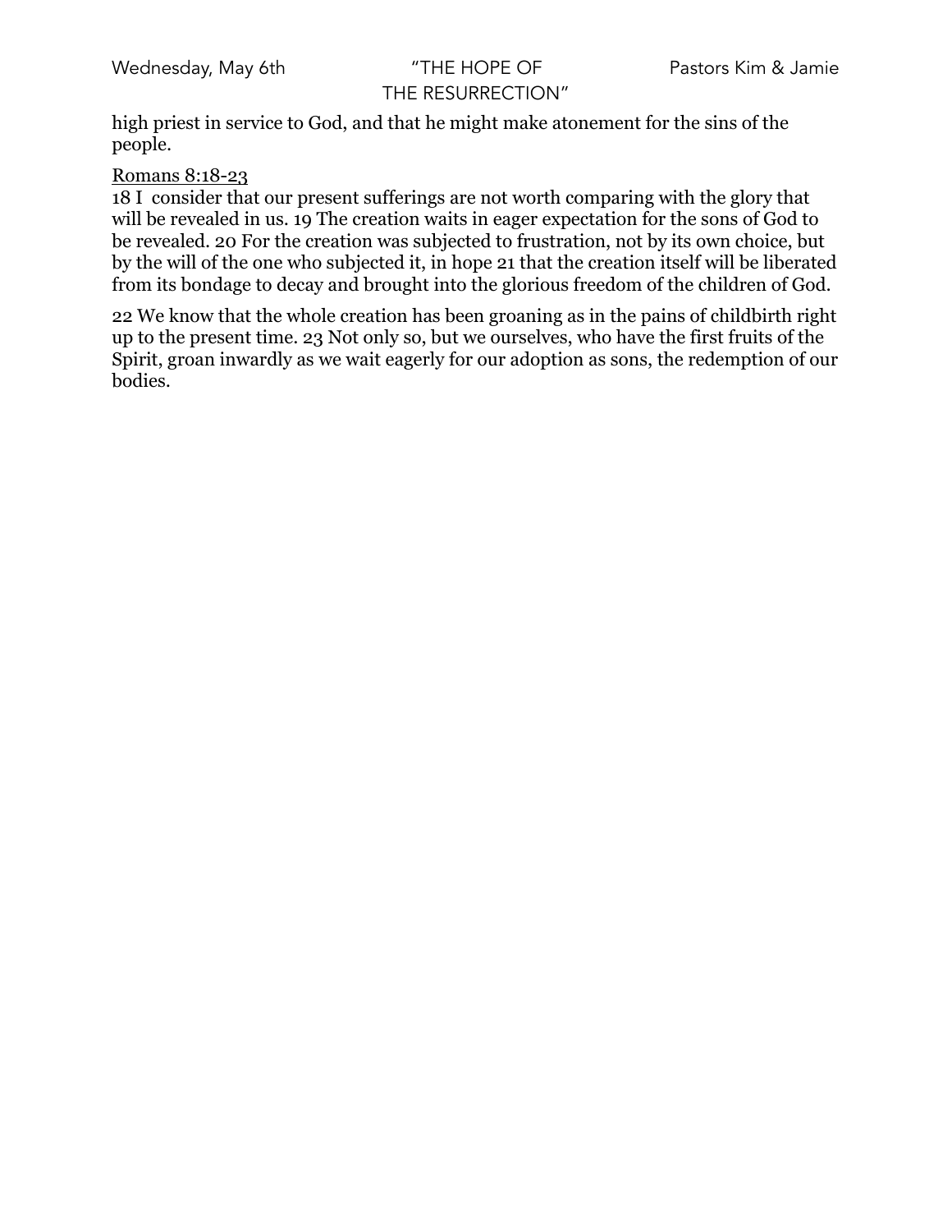high priest in service to God, and that he might make atonement for the sins of the people.

<u>Romans 8:18-23</u>
18 I  consider that our present sufferings are not worth comparing with the glory that will be revealed in us. 19 The creation waits in eager expectation for the sons of God to be revealed. 20 For the creation was subjected to frustration, not by its own choice, but by the will of the one who subjected it, in hope 21 that the creation itself will be liberated from its bondage to decay and brought into the glorious freedom of the children of God.

22 We know that the whole creation has been groaning as in the pains of childbirth right up to the present time. 23 Not only so, but we ourselves, who have the first fruits of the Spirit, groan inwardly as we wait eagerly for our adoption as sons, the redemption of our bodies.